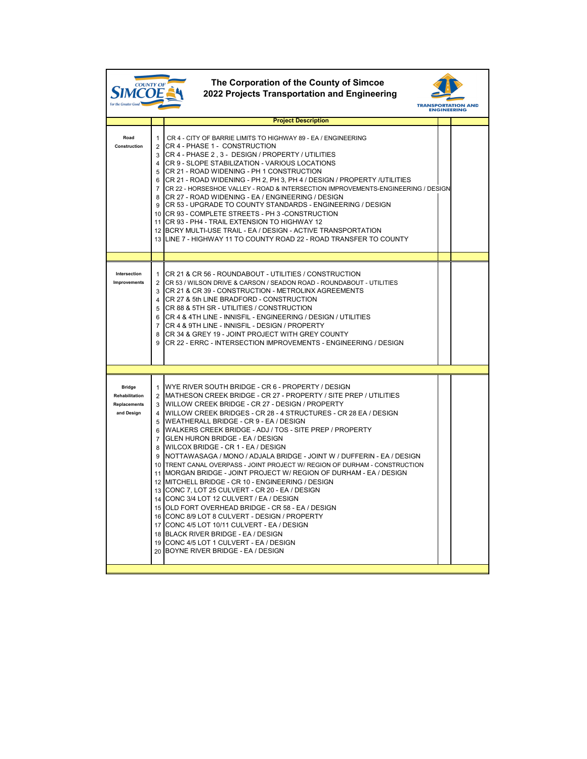# The Corporation of the County of Simcoe
## 2022 Projects Transportation and Engineering

| | | Project Description | | |
|---|---|---|---|---|
| Road Construction | 1 | CR 4 - CITY OF BARRIE LIMITS TO HIGHWAY 89 - EA / ENGINEERING | | |
| | 2 | CR 4 - PHASE 1 - CONSTRUCTION | | |
| | 3 | CR 4 - PHASE 2 , 3 - DESIGN / PROPERTY / UTILITIES | | |
| | 4 | CR 9 - SLOPE STABILIZATION - VARIOUS LOCATIONS | | |
| | 5 | CR 21 - ROAD WIDENING - PH 1 CONSTRUCTION | | |
| | 6 | CR 21 - ROAD WIDENING - PH 2, PH 3, PH 4 / DESIGN / PROPERTY /UTILITIES | | |
| | 7 | CR 22 - HORSESHOE VALLEY - ROAD & INTERSECTION IMPROVEMENTS-ENGINEERING / DESIGN | | |
| | 8 | CR 27 - ROAD WIDENING - EA / ENGINEERING / DESIGN | | |
| | 9 | CR 53 - UPGRADE TO COUNTY STANDARDS - ENGINEERING / DESIGN | | |
| | 10 | CR 93 - COMPLETE STREETS - PH 3 -CONSTRUCTION | | |
| | 11 | CR 93 - PH4 - TRAIL EXTENSION TO HIGHWAY 12 | | |
| | 12 | BCRY MULTI-USE TRAIL - EA / DESIGN - ACTIVE TRANSPORTATION | | |
| | 13 | LINE 7 - HIGHWAY 11 TO COUNTY ROAD 22 - ROAD TRANSFER TO COUNTY | | |
| Intersection Improvements | 1 | CR 21 & CR 56 - ROUNDABOUT - UTILITIES / CONSTRUCTION | | |
| | 2 | CR 53 / WILSON DRIVE & CARSON / SEADON ROAD - ROUNDABOUT - UTILITIES | | |
| | 3 | CR 21 & CR 39 - CONSTRUCTION - METROLINX AGREEMENTS | | |
| | 4 | CR 27 & 5th LINE BRADFORD - CONSTRUCTION | | |
| | 5 | CR 88 & 5TH SR - UTILITIES / CONSTRUCTION | | |
| | 6 | CR 4 & 4TH LINE - INNISFIL - ENGINEERING / DESIGN / UTILITIES | | |
| | 7 | CR 4 & 9TH LINE - INNISFIL - DESIGN / PROPERTY | | |
| | 8 | CR 34 & GREY 19 - JOINT PROJECT WITH GREY COUNTY | | |
| | 9 | CR 22 - ERRC - INTERSECTION IMPROVEMENTS - ENGINEERING / DESIGN | | |
| Bridge Rehabilitation Replacements and Design | 1 | WYE RIVER SOUTH BRIDGE - CR 6 - PROPERTY / DESIGN | | |
| | 2 | MATHESON CREEK BRIDGE - CR 27 - PROPERTY / SITE PREP / UTILITIES | | |
| | 3 | WILLOW CREEK BRIDGE - CR 27 - DESIGN / PROPERTY | | |
| | 4 | WILLOW CREEK BRIDGES - CR 28 - 4 STRUCTURES - CR 28 EA / DESIGN | | |
| | 5 | WEATHERALL BRIDGE - CR 9 - EA / DESIGN | | |
| | 6 | WALKERS CREEK BRIDGE - ADJ / TOS - SITE PREP / PROPERTY | | |
| | 7 | GLEN HURON BRIDGE - EA / DESIGN | | |
| | 8 | WILCOX BRIDGE - CR 1 - EA / DESIGN | | |
| | 9 | NOTTAWASAGA / MONO / ADJALA BRIDGE - JOINT W / DUFFERIN - EA / DESIGN | | |
| | 10 | TRENT CANAL OVERPASS - JOINT PROJECT W/ REGION OF DURHAM - CONSTRUCTION | | |
| | 11 | MORGAN BRIDGE - JOINT PROJECT W/ REGION OF DURHAM - EA / DESIGN | | |
| | 12 | MITCHELL BRIDGE - CR 10 - ENGINEERING / DESIGN | | |
| | 13 | CONC 7, LOT 25 CULVERT - CR 20 - EA / DESIGN | | |
| | 14 | CONC 3/4 LOT 12 CULVERT / EA / DESIGN | | |
| | 15 | OLD FORT OVERHEAD BRIDGE - CR 58 - EA / DESIGN | | |
| | 16 | CONC 8/9 LOT 8 CULVERT - DESIGN / PROPERTY | | |
| | 17 | CONC 4/5 LOT 10/11 CULVERT - EA / DESIGN | | |
| | 18 | BLACK RIVER BRIDGE - EA / DESIGN | | |
| | 19 | CONC 4/5 LOT 1 CULVERT - EA / DESIGN | | |
| | 20 | BOYNE RIVER BRIDGE - EA / DESIGN | | |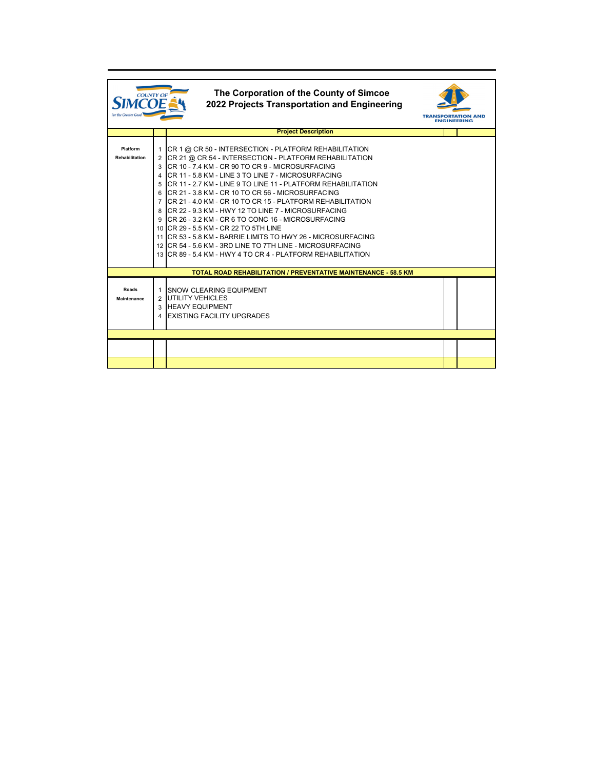# The Corporation of the County of Simcoe
## 2022 Projects Transportation and Engineering

| | | Project Description | | |
|---|---|---|---|---|
| Platform Rehabilitation | 1 | CR 1 @ CR 50 - INTERSECTION - PLATFORM REHABILITATION | | |
| | 2 | CR 21 @ CR 54 - INTERSECTION - PLATFORM REHABILITATION | | |
| | 3 | CR 10 - 7.4 KM - CR 90 TO CR 9 - MICROSURFACING | | |
| | 4 | CR 11 - 5.8 KM - LINE 3 TO LINE 7 - MICROSURFACING | | |
| | 5 | CR 11 - 2.7 KM - LINE 9 TO LINE 11 - PLATFORM REHABILITATION | | |
| | 6 | CR 21 - 3.8 KM - CR 10 TO CR 56 - MICROSURFACING | | |
| | 7 | CR 21 - 4.0 KM - CR 10 TO CR 15 - PLATFORM REHABILITATION | | |
| | 8 | CR 22 - 9.3 KM - HWY 12 TO LINE 7 - MICROSURFACING | | |
| | 9 | CR 26 - 3.2 KM - CR 6 TO CONC 16 - MICROSURFACING | | |
| | 10 | CR 29 - 5.5 KM - CR 22 TO 5TH LINE | | |
| | 11 | CR 53 - 5.8 KM - BARRIE LIMITS TO HWY 26 - MICROSURFACING | | |
| | 12 | CR 54 - 5.6 KM - 3RD LINE TO 7TH LINE - MICROSURFACING | | |
| | 13 | CR 89 - 5.4 KM - HWY 4 TO CR 4 - PLATFORM REHABILITATION | | |
| | | **TOTAL ROAD REHABILITATION / PREVENTATIVE MAINTENANCE - 58.5 KM** | | |
| Roads Maintenance | 1 | SNOW CLEARING EQUIPMENT | | |
| | 2 | UTILITY VEHICLES | | |
| | 3 | HEAVY EQUIPMENT | | |
| | 4 | EXISTING FACILITY UPGRADES | | |